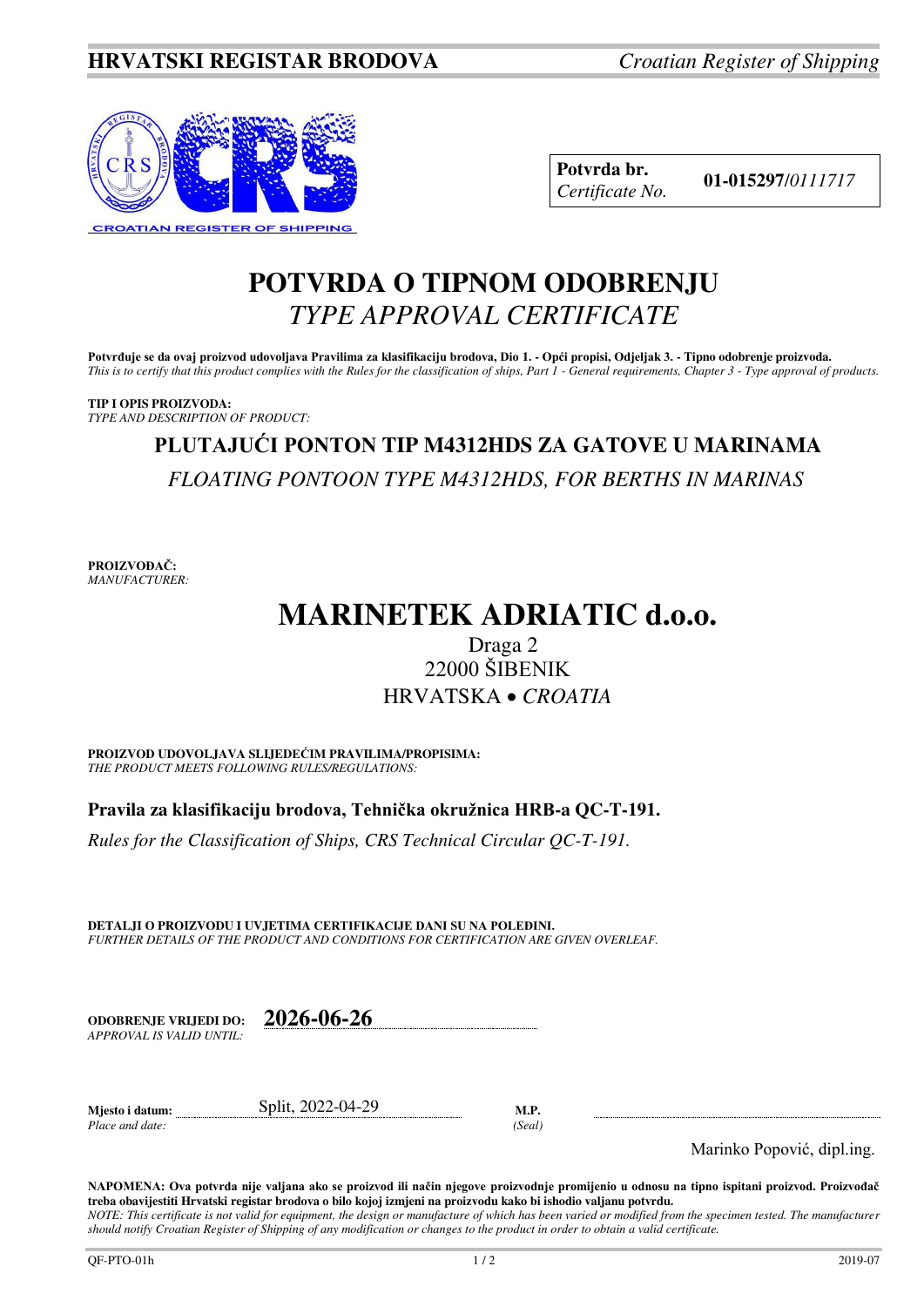**HRVATSKI REGISTAR BRODOVA** *Croatian Register of Shipping*

| **Potvrda br.** *Certificate No.* | **01-015297**/*0111717* |
|---|---|

# POTVRDA O TIPNOM ODOBRENJU
# *TYPE APPROVAL CERTIFICATE*

**Potvrđuje se da ovaj proizvod udovoljava Pravilima za klasifikaciju brodova, Dio 1. - Opći propisi, Odjeljak 3. - Tipno odobrenje proizvoda.**
*This is to certify that this product complies with the Rules for the classification of ships, Part 1 - General requirements, Chapter 3 - Type approval of products.*

**TIP I OPIS PROIZVODA:**
*TYPE AND DESCRIPTION OF PRODUCT:*

## PLUTAJUĆI PONTON TIP M4312HDS ZA GATOVE U MARINAMA
## *FLOATING PONTOON TYPE M4312HDS, FOR BERTHS IN MARINAS*

**PROIZVOĐAČ:**
*MANUFACTURER:*

# MARINETEK ADRIATIC d.o.o.

Draga 2
22000 ŠIBENIK
HRVATSKA • *CROATIA*

**PROIZVOD UDOVOLJAVA SLIJEDEĆIM PRAVILIMA/PROPISIMA:**
*THE PRODUCT MEETS FOLLOWING RULES/REGULATIONS:*

**Pravila za klasifikaciju brodova, Tehnička okružnica HRB-a QC-T-191.**

*Rules for the Classification of Ships, CRS Technical Circular QC-T-191.*

**DETALJI O PROIZVODU I UVJETIMA CERTIFIKACIJE DANI SU NA POLEĐINI.**
*FURTHER DETAILS OF THE PRODUCT AND CONDITIONS FOR CERTIFICATION ARE GIVEN OVERLEAF.*

**ODOBRENJE VRIJEDI DO:** *APPROVAL IS VALID UNTIL:* **2026-06-26**

**Mjesto i datum:** *Place and date:* Split, 2022-04-29

**M.P.** *(Seal)*

Marinko Popović, dipl.ing.

**NAPOMENA: Ova potvrda nije valjana ako se proizvod ili način njegove proizvodnje promijenio u odnosu na tipno ispitani proizvod. Proizvođač treba obavijestiti Hrvatski registar brodova o bilo kojoj izmjeni na proizvodu kako bi ishodio valjanu potvrdu.**
*NOTE: This certificate is not valid for equipment, the design or manufacture of which has been varied or modified from the specimen tested. The manufacturer should notify Croatian Register of Shipping of any modification or changes to the product in order to obtain a valid certificate.*

QF-PTO-01h 2019-07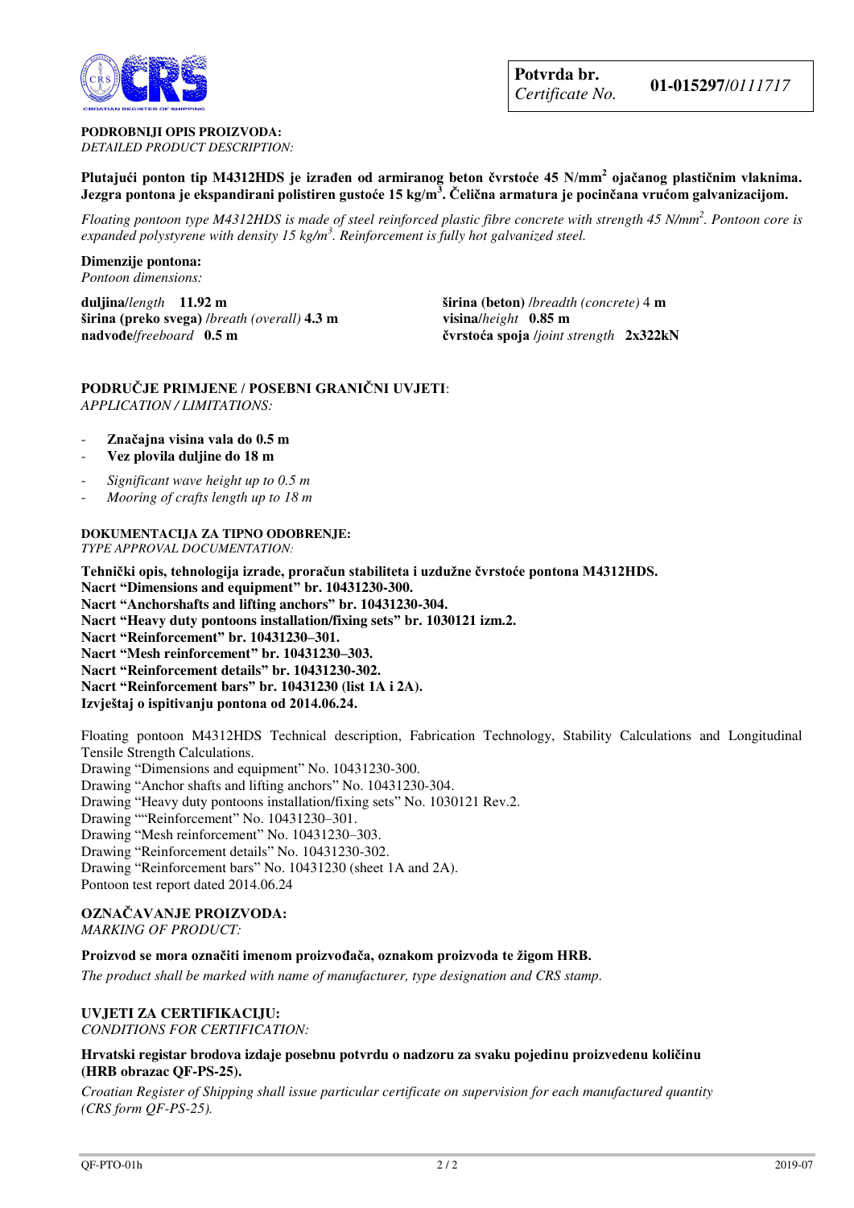**Potvrda br.** *Certificate No.* **01-015297/***0111717*

**PODROBNIJI OPIS PROIZVODA:**
*DETAILED PRODUCT DESCRIPTION:*

**Plutajući ponton tip M4312HDS je izrađen od armiranog beton čvrstoće 45 N/mm² ojačanog plastičnim vlaknima. Jezgra pontona je ekspandirani polistiren gustoće 15 kg/m³. Čelična armatura je pocinčana vrućom galvanizacijom.**

*Floating pontoon type M4312HDS is made of steel reinforced plastic fibre concrete with strength 45 N/mm². Pontoon core is expanded polystyrene with density 15 kg/m³. Reinforcement is fully hot galvanized steel.*

**Dimenzije pontona:**
*Pontoon dimensions:*

**duljina/***length* **11.92 m**
**širina (preko svega)** */breath (overall)* **4.3 m**
**nadvođe/***freeboard* **0.5 m**
**širina (beton)** */breadth (concrete)* 4 **m**
**visina/***height* **0.85 m**
**čvrstoća spoja** */joint strength* **2x322kN**

**PODRUČJE PRIMJENE / POSEBNI GRANIČNI UVJETI**:
*APPLICATION / LIMITATIONS:*

- **Značajna visina vala do 0.5 m**
- **Vez plovila duljine do 18 m**

- *Significant wave height up to 0.5 m*
- *Mooring of crafts length up to 18 m*

**DOKUMENTACIJA ZA TIPNO ODOBRENJE:**
*TYPE APPROVAL DOCUMENTATION:*

**Tehnički opis, tehnologija izrade, proračun stabiliteta i uzdužne čvrstoće pontona M4312HDS.**
**Nacrt "Dimensions and equipment" br. 10431230-300.**
**Nacrt "Anchorshafts and lifting anchors" br. 10431230-304.**
**Nacrt "Heavy duty pontoons installation/fixing sets" br. 1030121 izm.2.**
**Nacrt "Reinforcement" br. 10431230–301.**
**Nacrt "Mesh reinforcement" br. 10431230–303.**
**Nacrt "Reinforcement details" br. 10431230-302.**
**Nacrt "Reinforcement bars" br. 10431230 (list 1A i 2A).**
**Izvještaj o ispitivanju pontona od 2014.06.24.**

Floating pontoon M4312HDS Technical description, Fabrication Technology, Stability Calculations and Longitudinal Tensile Strength Calculations.
Drawing "Dimensions and equipment" No. 10431230-300.
Drawing "Anchor shafts and lifting anchors" No. 10431230-304.
Drawing "Heavy duty pontoons installation/fixing sets" No. 1030121 Rev.2.
Drawing ""Reinforcement" No. 10431230–301.
Drawing "Mesh reinforcement" No. 10431230–303.
Drawing "Reinforcement details" No. 10431230-302.
Drawing "Reinforcement bars" No. 10431230 (sheet 1A and 2A).
Pontoon test report dated 2014.06.24

**OZNAČAVANJE PROIZVODA:**
*MARKING OF PRODUCT:*

**Proizvod se mora označiti imenom proizvođača, oznakom proizvoda te žigom HRB.**

*The product shall be marked with name of manufacturer, type designation and CRS stamp.*

**UVJETI ZA CERTIFIKACIJU:**
*CONDITIONS FOR CERTIFICATION:*

**Hrvatski registar brodova izdaje posebnu potvrdu o nadzoru za svaku pojedinu proizvedenu količinu (HRB obrazac QF-PS-25).**

*Croatian Register of Shipping shall issue particular certificate on supervision for each manufactured quantity (CRS form QF-PS-25).*